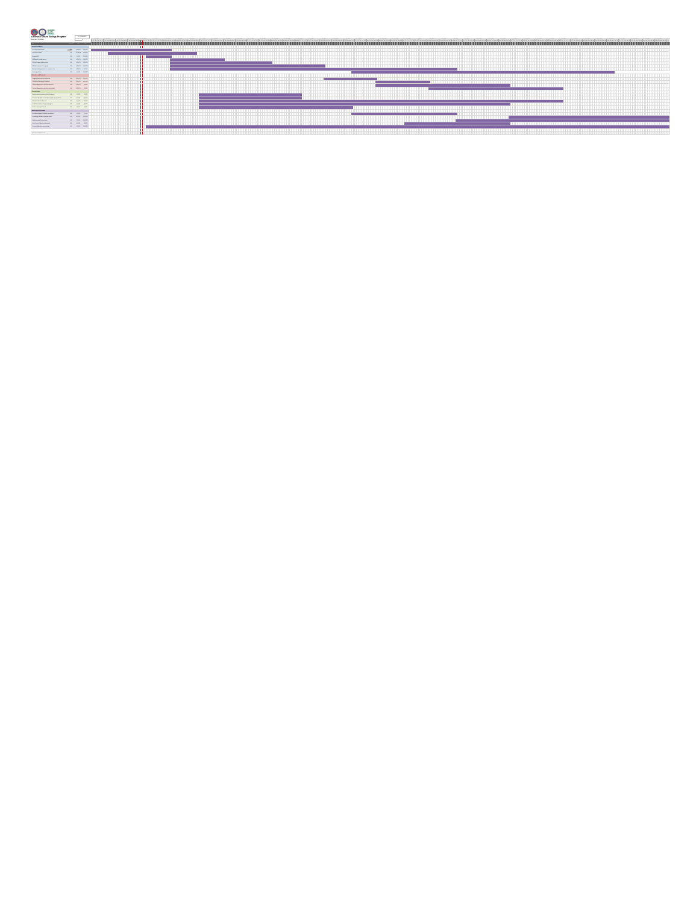# Statewide Nature Savings Program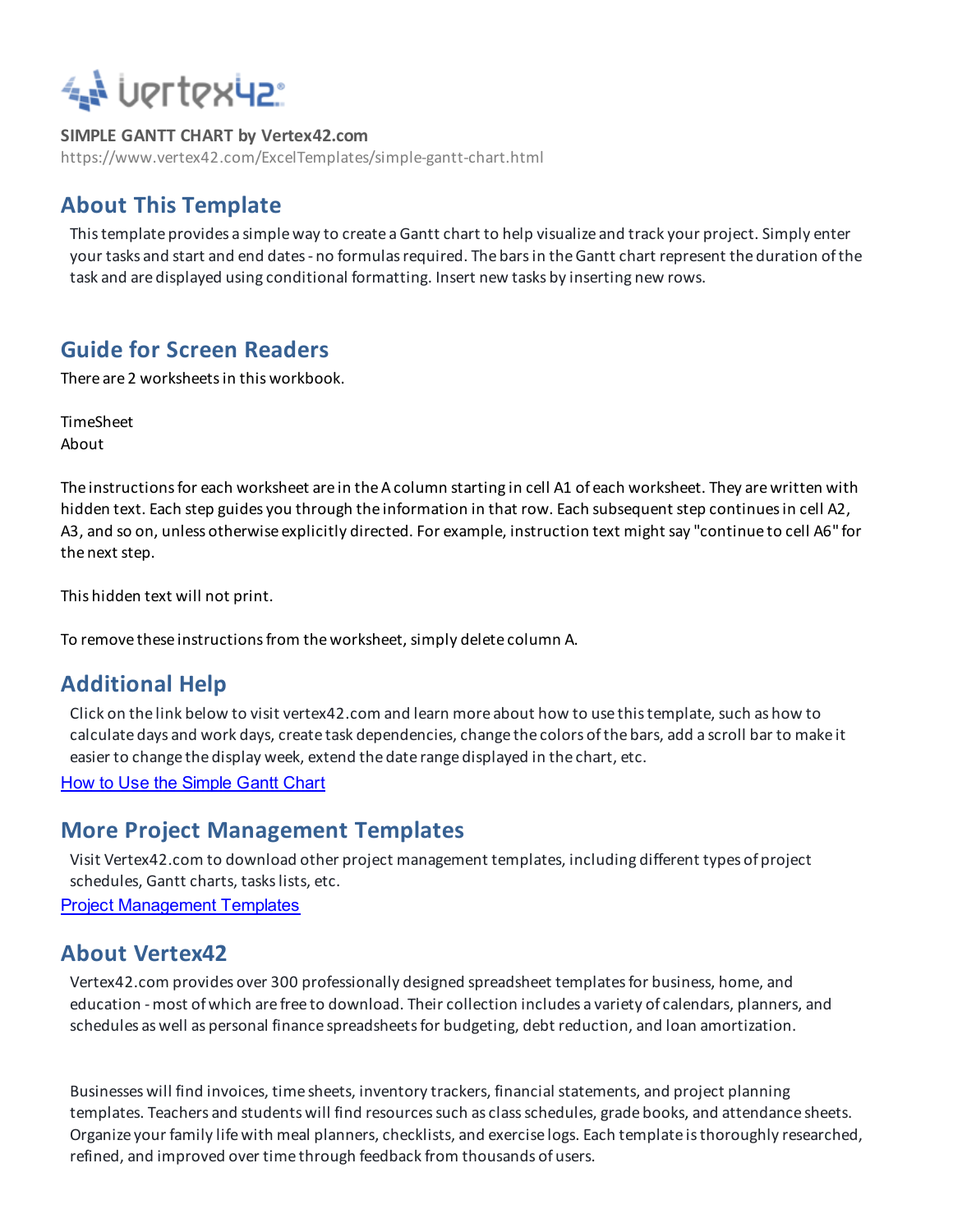**SIMPLE GANTT CHART by Vertex42.com**

https://www.vertex42.com/ExcelTemplates/simple-gantt-chart.html

## About This Template

This template provides a simple way to create a Gantt chart to help visualize and track your project. Simply enter your tasks and start and end dates - no formulas required. The bars in the Gantt chart represent the duration of the task and are displayed using conditional formatting. Insert new tasks by inserting new rows.

## Guide for Screen Readers

There are 2 worksheets in this workbook.

TimeSheet
About

The instructions for each worksheet are in the A column starting in cell A1 of each worksheet. They are written with hidden text. Each step guides you through the information in that row. Each subsequent step continues in cell A2, A3, and so on, unless otherwise explicitly directed. For example, instruction text might say "continue to cell A6" for the next step.

This hidden text will not print.

To remove these instructions from the worksheet, simply delete column A.

## Additional Help

Click on the link below to visit vertex42.com and learn more about how to use this template, such as how to calculate days and work days, create task dependencies, change the colors of the bars, add a scroll bar to make it easier to change the display week, extend the date range displayed in the chart, etc.

How to Use the Simple Gantt Chart

## More Project Management Templates

Visit Vertex42.com to download other project management templates, including different types of project schedules, Gantt charts, tasks lists, etc.

Project Management Templates

## About Vertex42

Vertex42.com provides over 300 professionally designed spreadsheet templates for business, home, and education - most of which are free to download. Their collection includes a variety of calendars, planners, and schedules as well as personal finance spreadsheets for budgeting, debt reduction, and loan amortization.

Businesses will find invoices, time sheets, inventory trackers, financial statements, and project planning templates. Teachers and students will find resources such as class schedules, grade books, and attendance sheets. Organize your family life with meal planners, checklists, and exercise logs. Each template is thoroughly researched, refined, and improved over time through feedback from thousands of users.